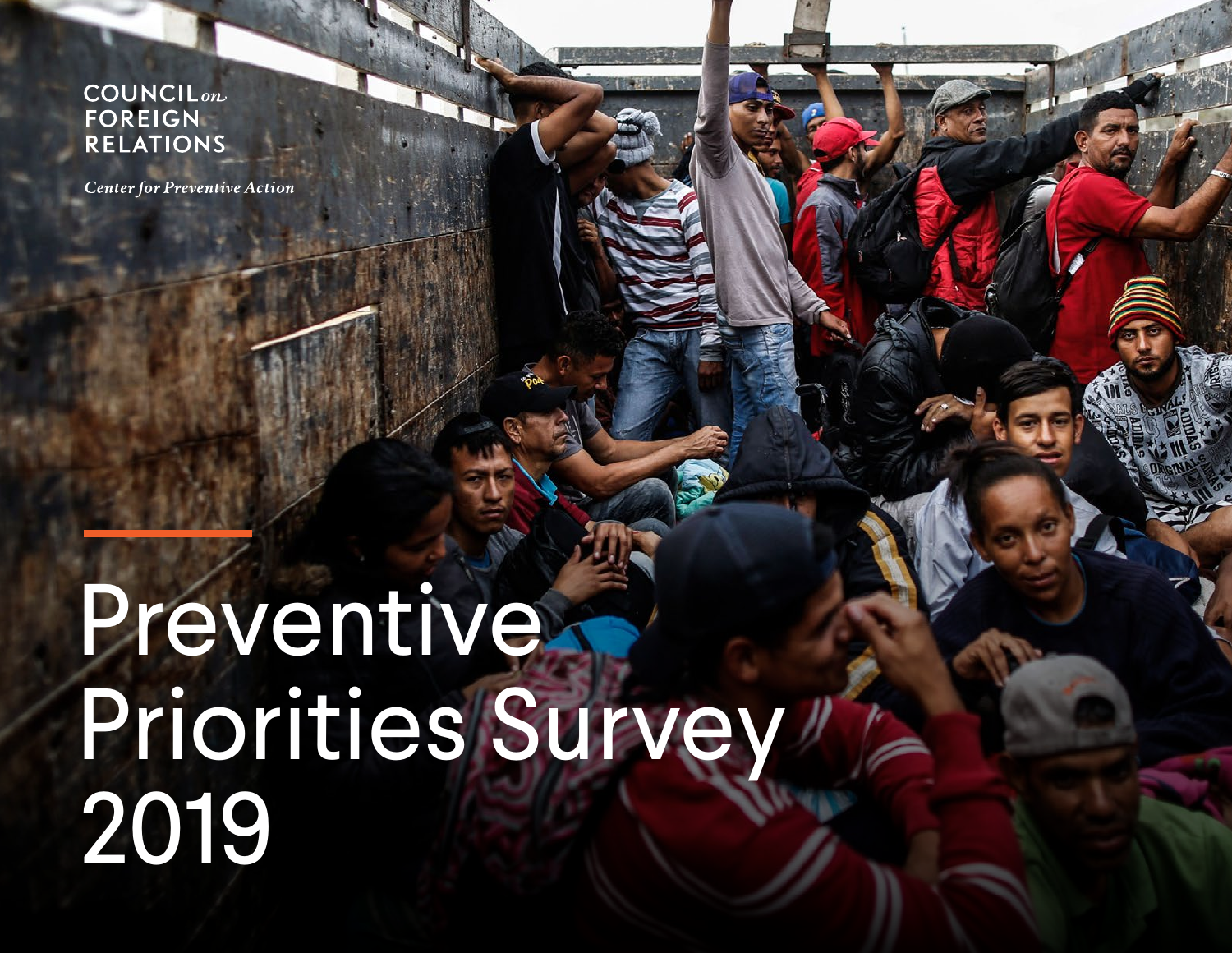COUNCIL on FOREIGN RELATIONS

*Center for Preventive Action*

# Preventive Priorities Survey 2019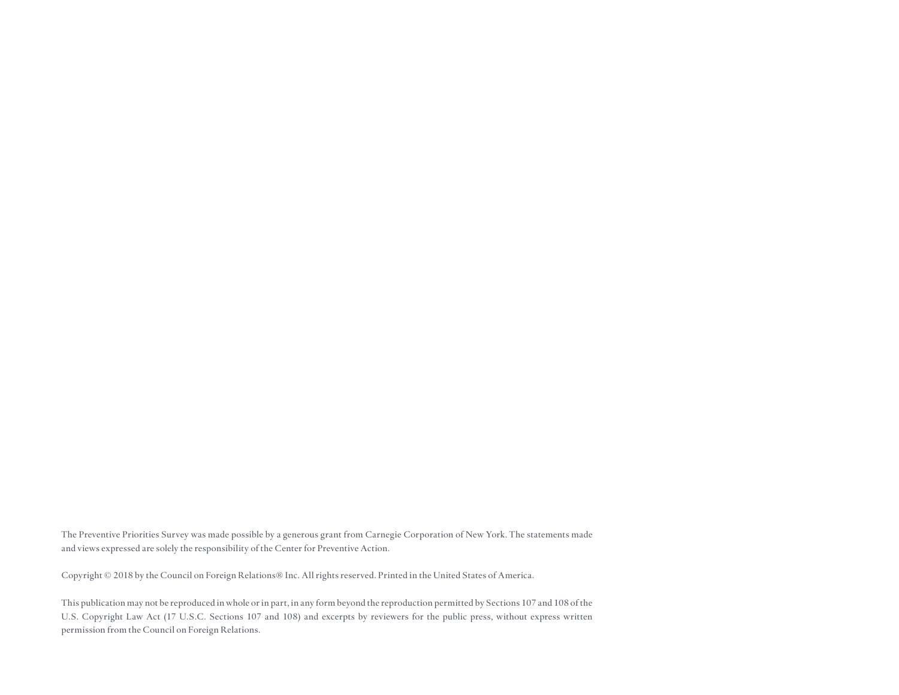The Preventive Priorities Survey was made possible by a generous grant from Carnegie Corporation of New York. The statements made and views expressed are solely the responsibility of the Center for Preventive Action.

Copyright © 2018 by the Council on Foreign Relations® Inc. All rights reserved. Printed in the United States of America.

This publication may not be reproduced in whole or in part, in any form beyond the reproduction permitted by Sections 107 and 108 of the U.S. Copyright Law Act (17 U.S.C. Sections 107 and 108) and excerpts by reviewers for the public press, without express written permission from the Council on Foreign Relations.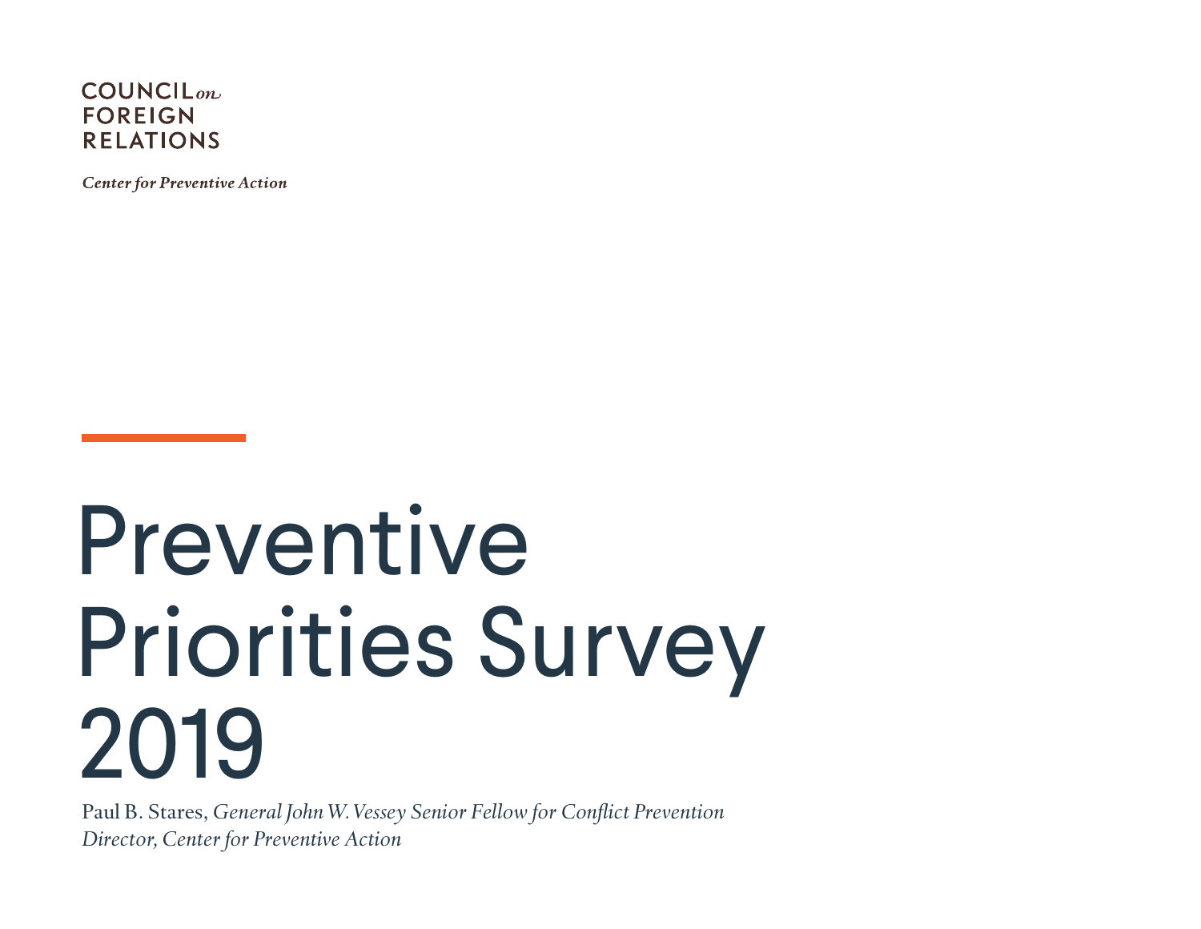COUNCIL *on* FOREIGN RELATIONS

*Center for Preventive Action*

# Preventive Priorities Survey 2019

Paul B. Stares, *General John W. Vessey Senior Fellow for Conflict Prevention*
*Director, Center for Preventive Action*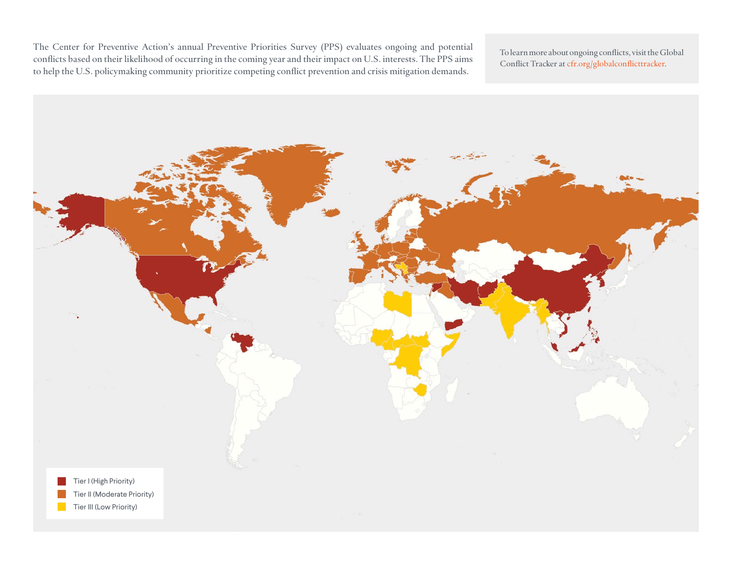The Center for Preventive Action's annual Preventive Priorities Survey (PPS) evaluates ongoing and potential conflicts based on their likelihood of occurring in the coming year and their impact on U.S. interests. The PPS aims to help the U.S. policymaking community prioritize competing conflict prevention and crisis mitigation demands.

To learn more about ongoing conflicts, visit the Global Conflict Tracker at cfr.org/globalconflicttracker.

- Tier I (High Priority)
- Tier II (Moderate Priority)
- Tier III (Low Priority)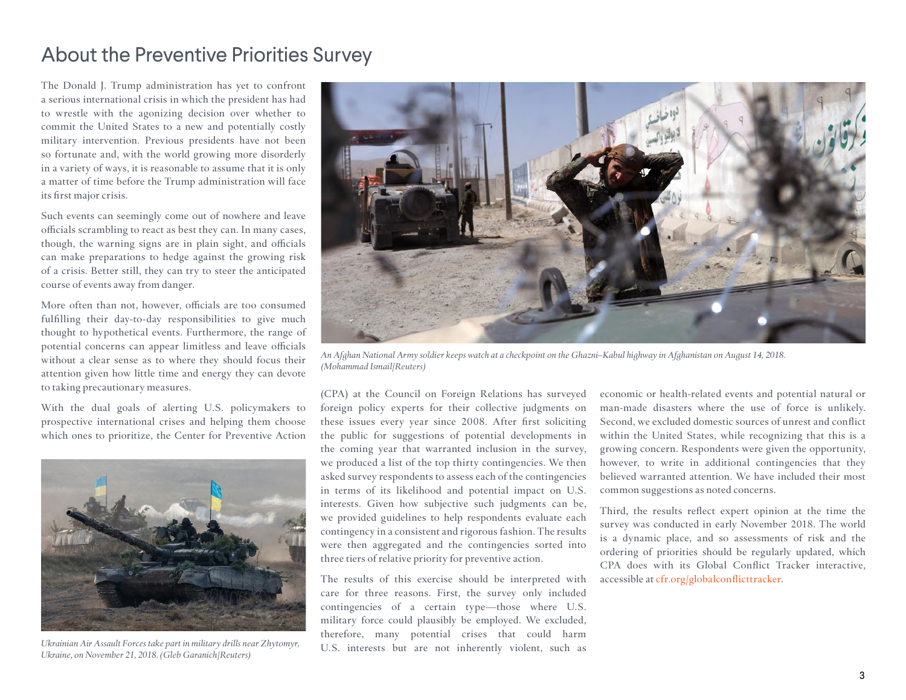# About the Preventive Priorities Survey

The Donald J. Trump administration has yet to confront a serious international crisis in which the president has had to wrestle with the agonizing decision over whether to commit the United States to a new and potentially costly military intervention. Previous presidents have not been so fortunate and, with the world growing more disorderly in a variety of ways, it is reasonable to assume that it is only a matter of time before the Trump administration will face its first major crisis.

Such events can seemingly come out of nowhere and leave officials scrambling to react as best they can. In many cases, though, the warning signs are in plain sight, and officials can make preparations to hedge against the growing risk of a crisis. Better still, they can try to steer the anticipated course of events away from danger.

More often than not, however, officials are too consumed fulfilling their day-to-day responsibilities to give much thought to hypothetical events. Furthermore, the range of potential concerns can appear limitless and leave officials without a clear sense as to where they should focus their attention given how little time and energy they can devote to taking precautionary measures.

With the dual goals of alerting U.S. policymakers to prospective international crises and helping them choose which ones to prioritize, the Center for Preventive Action (CPA) at the Council on Foreign Relations has surveyed foreign policy experts for their collective judgments on these issues every year since 2008. After first soliciting the public for suggestions of potential developments in the coming year that warranted inclusion in the survey, we produced a list of the top thirty contingencies. We then asked survey respondents to assess each of the contingencies in terms of its likelihood and potential impact on U.S. interests. Given how subjective such judgments can be, we provided guidelines to help respondents evaluate each contingency in a consistent and rigorous fashion. The results were then aggregated and the contingencies sorted into three tiers of relative priority for preventive action.

The results of this exercise should be interpreted with care for three reasons. First, the survey only included contingencies of a certain type—those where U.S. military force could plausibly be employed. We excluded, therefore, many potential crises that could harm U.S. interests but are not inherently violent, such as economic or health-related events and potential natural or man-made disasters where the use of force is unlikely. Second, we excluded domestic sources of unrest and conflict within the United States, while recognizing that this is a growing concern. Respondents were given the opportunity, however, to write in additional contingencies that they believed warranted attention. We have included their most common suggestions as noted concerns.

Third, the results reflect expert opinion at the time the survey was conducted in early November 2018. The world is a dynamic place, and so assessments of risk and the ordering of priorities should be regularly updated, which CPA does with its Global Conflict Tracker interactive, accessible at cfr.org/globalconflicttracker.

*An Afghan National Army soldier keeps watch at a checkpoint on the Ghazni–Kabul highway in Afghanistan on August 14, 2018. (Mohammad Ismail/Reuters)*

*Ukrainian Air Assault Forces take part in military drills near Zhytomyr, Ukraine, on November 21, 2018. (Gleb Garanich/Reuters)*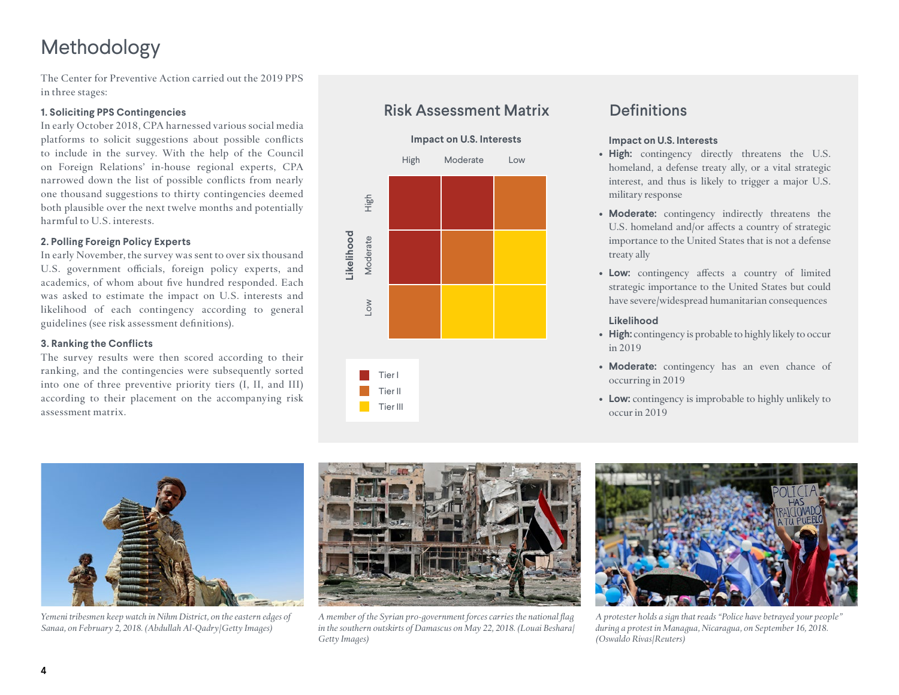# Methodology

The Center for Preventive Action carried out the 2019 PPS in three stages:

**1. Soliciting PPS Contingencies**
In early October 2018, CPA harnessed various social media platforms to solicit suggestions about possible conflicts to include in the survey. With the help of the Council on Foreign Relations' in-house regional experts, CPA narrowed down the list of possible conflicts from nearly one thousand suggestions to thirty contingencies deemed both plausible over the next twelve months and potentially harmful to U.S. interests.

**2. Polling Foreign Policy Experts**
In early November, the survey was sent to over six thousand U.S. government officials, foreign policy experts, and academics, of whom about five hundred responded. Each was asked to estimate the impact on U.S. interests and likelihood of each contingency according to general guidelines (see risk assessment definitions).

**3. Ranking the Conflicts**
The survey results were then scored according to their ranking, and the contingencies were subsequently sorted into one of three preventive priority tiers (I, II, and III) according to their placement on the accompanying risk assessment matrix.

## Risk Assessment Matrix

| Likelihood \ Impact on U.S. Interests | High | Moderate | Low |
|---|---|---|---|
| High | Tier I | Tier I | Tier II |
| Moderate | Tier I | Tier II | Tier III |
| Low | Tier II | Tier III | Tier III |

Tier I / Tier II / Tier III

## Definitions

### Impact on U.S. Interests

- **High:** contingency directly threatens the U.S. homeland, a defense treaty ally, or a vital strategic interest, and thus is likely to trigger a major U.S. military response
- **Moderate:** contingency indirectly threatens the U.S. homeland and/or affects a country of strategic importance to the United States that is not a defense treaty ally
- **Low:** contingency affects a country of limited strategic importance to the United States but could have severe/widespread humanitarian consequences

### Likelihood

- **High:** contingency is probable to highly likely to occur in 2019
- **Moderate:** contingency has an even chance of occurring in 2019
- **Low:** contingency is improbable to highly unlikely to occur in 2019

*Yemeni tribesmen keep watch in Nihm District, on the eastern edges of Sanaa, on February 2, 2018. (Abdullah Al-Qadry/Getty Images)*

*A member of the Syrian pro-government forces carries the national flag in the southern outskirts of Damascus on May 22, 2018. (Louai Beshara/Getty Images)*

*A protester holds a sign that reads "Police have betrayed your people" during a protest in Managua, Nicaragua, on September 16, 2018. (Oswaldo Rivas/Reuters)*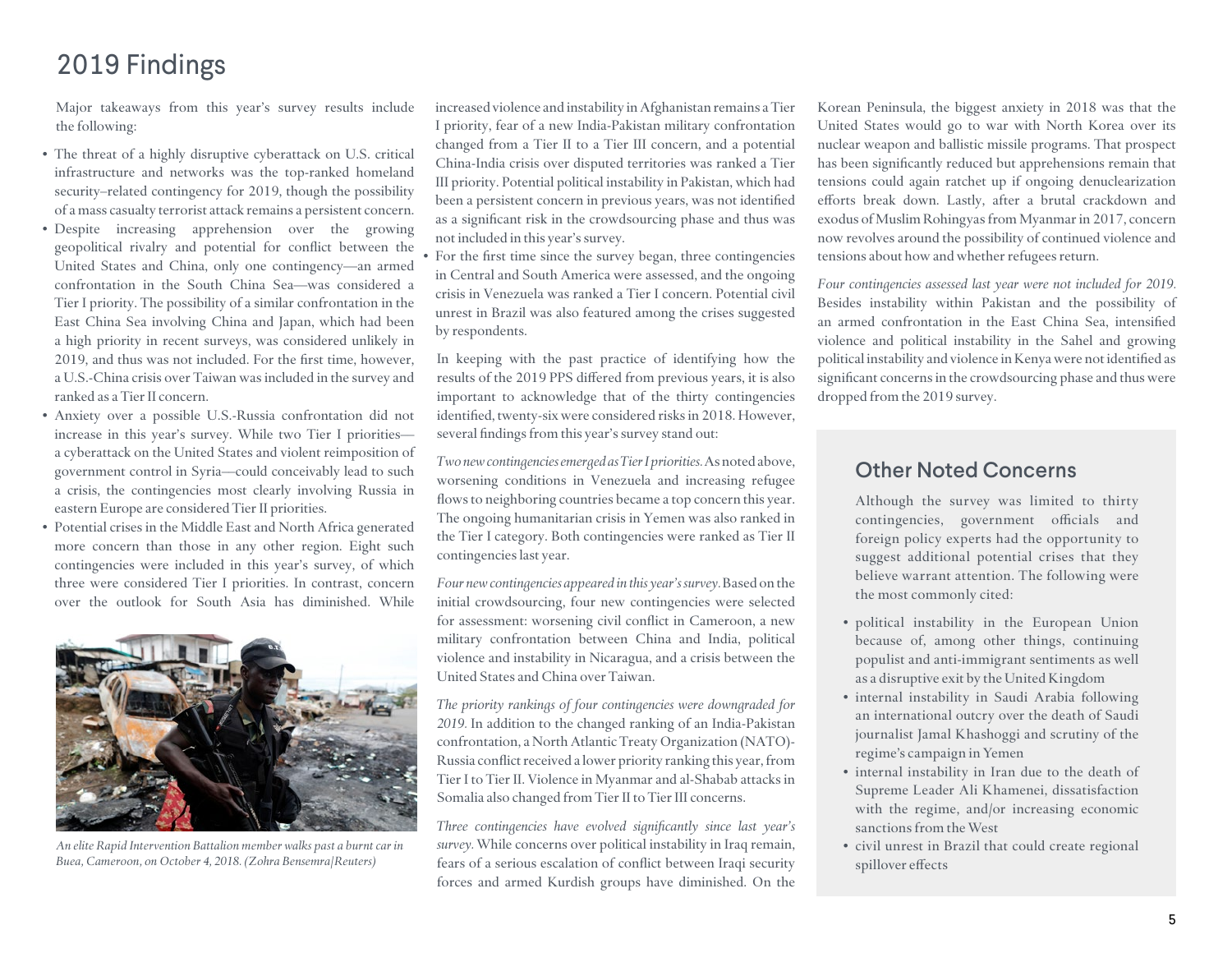# 2019 Findings

Major takeaways from this year's survey results include the following:

- The threat of a highly disruptive cyberattack on U.S. critical infrastructure and networks was the top-ranked homeland security–related contingency for 2019, though the possibility of a mass casualty terrorist attack remains a persistent concern.
- Despite increasing apprehension over the growing geopolitical rivalry and potential for conflict between the United States and China, only one contingency—an armed confrontation in the South China Sea—was considered a Tier I priority. The possibility of a similar confrontation in the East China Sea involving China and Japan, which had been a high priority in recent surveys, was considered unlikely in 2019, and thus was not included. For the first time, however, a U.S.-China crisis over Taiwan was included in the survey and ranked as a Tier II concern.
- Anxiety over a possible U.S.-Russia confrontation did not increase in this year's survey. While two Tier I priorities—a cyberattack on the United States and violent reimposition of government control in Syria—could conceivably lead to such a crisis, the contingencies most clearly involving Russia in eastern Europe are considered Tier II priorities.
- Potential crises in the Middle East and North Africa generated more concern than those in any other region. Eight such contingencies were included in this year's survey, of which three were considered Tier I priorities. In contrast, concern over the outlook for South Asia has diminished. While increased violence and instability in Afghanistan remains a Tier I priority, fear of a new India-Pakistan military confrontation changed from a Tier II to a Tier III concern, and a potential China-India crisis over disputed territories was ranked a Tier III priority. Potential political instability in Pakistan, which had been a persistent concern in previous years, was not identified as a significant risk in the crowdsourcing phase and thus was not included in this year's survey.
- For the first time since the survey began, three contingencies in Central and South America were assessed, and the ongoing crisis in Venezuela was ranked a Tier I concern. Potential civil unrest in Brazil was also featured among the crises suggested by respondents.

*An elite Rapid Intervention Battalion member walks past a burnt car in Buea, Cameroon, on October 4, 2018. (Zohra Bensemra/Reuters)*

In keeping with the past practice of identifying how the results of the 2019 PPS differed from previous years, it is also important to acknowledge that of the thirty contingencies identified, twenty-six were considered risks in 2018. However, several findings from this year's survey stand out:

*Two new contingencies emerged as Tier I priorities.* As noted above, worsening conditions in Venezuela and increasing refugee flows to neighboring countries became a top concern this year. The ongoing humanitarian crisis in Yemen was also ranked in the Tier I category. Both contingencies were ranked as Tier II contingencies last year.

*Four new contingencies appeared in this year's survey.* Based on the initial crowdsourcing, four new contingencies were selected for assessment: worsening civil conflict in Cameroon, a new military confrontation between China and India, political violence and instability in Nicaragua, and a crisis between the United States and China over Taiwan.

*The priority rankings of four contingencies were downgraded for 2019.* In addition to the changed ranking of an India-Pakistan confrontation, a North Atlantic Treaty Organization (NATO)-Russia conflict received a lower priority ranking this year, from Tier I to Tier II. Violence in Myanmar and al-Shabab attacks in Somalia also changed from Tier II to Tier III concerns.

*Three contingencies have evolved significantly since last year's survey.* While concerns over political instability in Iraq remain, fears of a serious escalation of conflict between Iraqi security forces and armed Kurdish groups have diminished. On the Korean Peninsula, the biggest anxiety in 2018 was that the United States would go to war with North Korea over its nuclear weapon and ballistic missile programs. That prospect has been significantly reduced but apprehensions remain that tensions could again ratchet up if ongoing denuclearization efforts break down. Lastly, after a brutal crackdown and exodus of Muslim Rohingyas from Myanmar in 2017, concern now revolves around the possibility of continued violence and tensions about how and whether refugees return.

*Four contingencies assessed last year were not included for 2019.* Besides instability within Pakistan and the possibility of an armed confrontation in the East China Sea, intensified violence and political instability in the Sahel and growing political instability and violence in Kenya were not identified as significant concerns in the crowdsourcing phase and thus were dropped from the 2019 survey.

## Other Noted Concerns

Although the survey was limited to thirty contingencies, government officials and foreign policy experts had the opportunity to suggest additional potential crises that they believe warrant attention. The following were the most commonly cited:

- political instability in the European Union because of, among other things, continuing populist and anti-immigrant sentiments as well as a disruptive exit by the United Kingdom
- internal instability in Saudi Arabia following an international outcry over the death of Saudi journalist Jamal Khashoggi and scrutiny of the regime's campaign in Yemen
- internal instability in Iran due to the death of Supreme Leader Ali Khamenei, dissatisfaction with the regime, and/or increasing economic sanctions from the West
- civil unrest in Brazil that could create regional spillover effects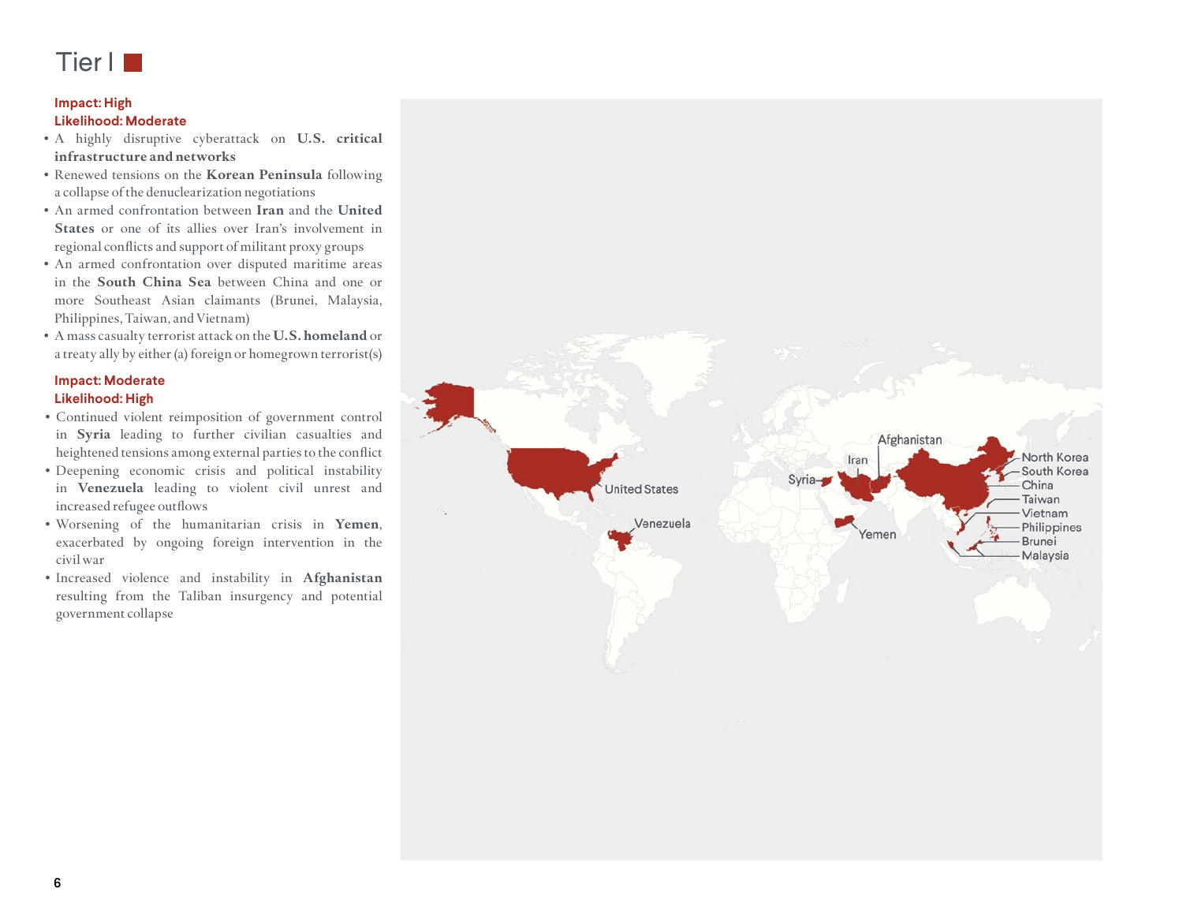# Tier I

**Impact: High**
**Likelihood: Moderate**

- A highly disruptive cyberattack on **U.S. critical infrastructure and networks**
- Renewed tensions on the **Korean Peninsula** following a collapse of the denuclearization negotiations
- An armed confrontation between **Iran** and the **United States** or one of its allies over Iran's involvement in regional conflicts and support of militant proxy groups
- An armed confrontation over disputed maritime areas in the **South China Sea** between China and one or more Southeast Asian claimants (Brunei, Malaysia, Philippines, Taiwan, and Vietnam)
- A mass casualty terrorist attack on the **U.S. homeland** or a treaty ally by either (a) foreign or homegrown terrorist(s)

**Impact: Moderate**
**Likelihood: High**

- Continued violent reimposition of government control in **Syria** leading to further civilian casualties and heightened tensions among external parties to the conflict
- Deepening economic crisis and political instability in **Venezuela** leading to violent civil unrest and increased refugee outflows
- Worsening of the humanitarian crisis in **Yemen**, exacerbated by ongoing foreign intervention in the civil war
- Increased violence and instability in **Afghanistan** resulting from the Taliban insurgency and potential government collapse

United States, Venezuela, Syria, Iran, Afghanistan, Yemen, North Korea, South Korea, China, Taiwan, Vietnam, Philippines, Brunei, Malaysia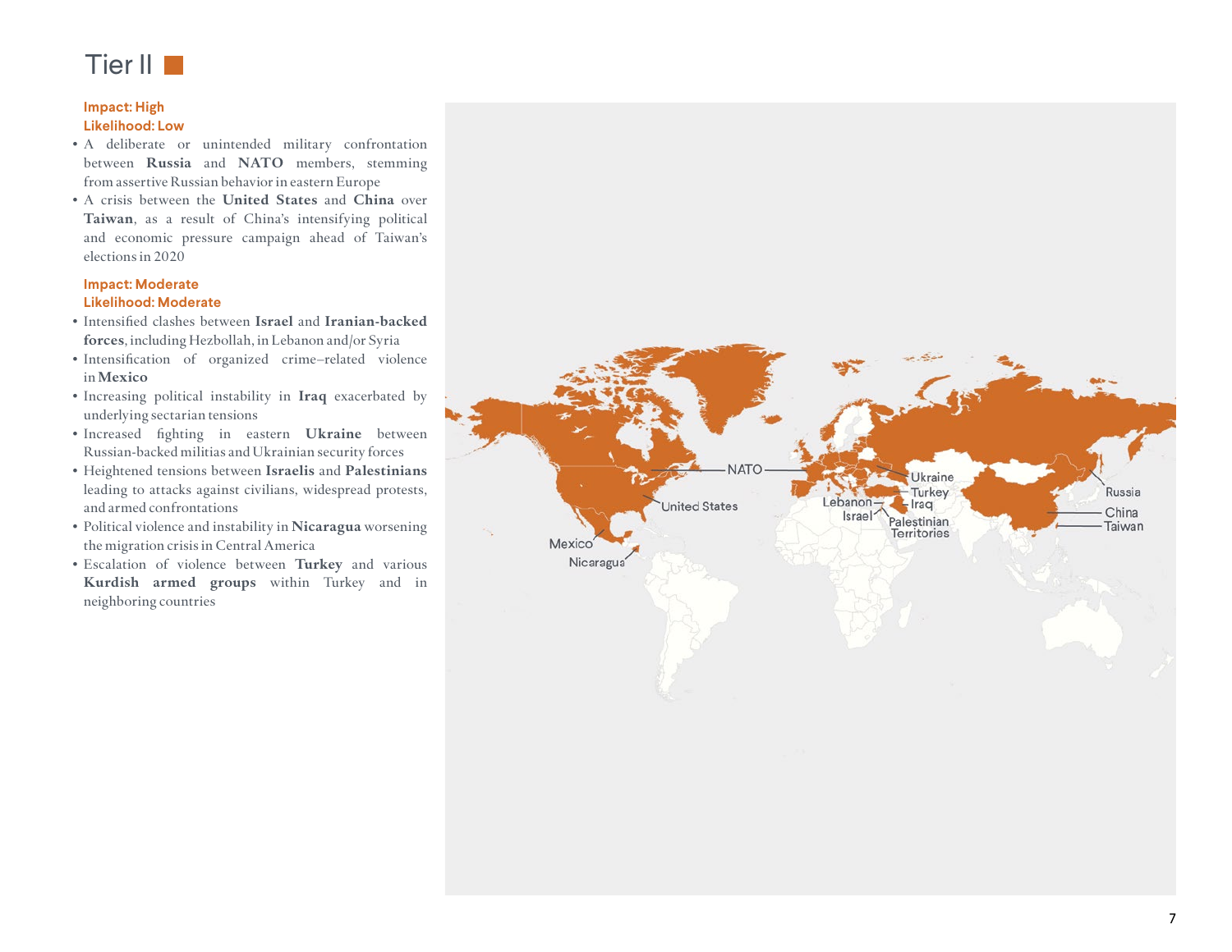# Tier II

**Impact: High**
**Likelihood: Low**

- A deliberate or unintended military confrontation between **Russia** and **NATO** members, stemming from assertive Russian behavior in eastern Europe
- A crisis between the **United States** and **China** over **Taiwan**, as a result of China's intensifying political and economic pressure campaign ahead of Taiwan's elections in 2020

**Impact: Moderate**
**Likelihood: Moderate**

- Intensified clashes between **Israel** and **Iranian-backed forces**, including Hezbollah, in Lebanon and/or Syria
- Intensification of organized crime–related violence in **Mexico**
- Increasing political instability in **Iraq** exacerbated by underlying sectarian tensions
- Increased fighting in eastern **Ukraine** between Russian-backed militias and Ukrainian security forces
- Heightened tensions between **Israelis** and **Palestinians** leading to attacks against civilians, widespread protests, and armed confrontations
- Political violence and instability in **Nicaragua** worsening the migration crisis in Central America
- Escalation of violence between **Turkey** and various **Kurdish armed groups** within Turkey and in neighboring countries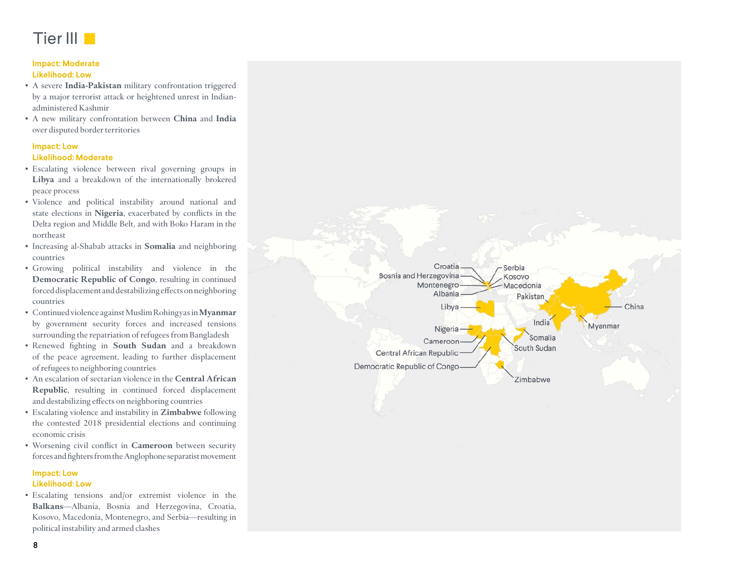# Tier III

**Impact: Moderate**
**Likelihood: Low**

- A severe **India-Pakistan** military confrontation triggered by a major terrorist attack or heightened unrest in Indian-administered Kashmir
- A new military confrontation between **China** and **India** over disputed border territories

**Impact: Low**
**Likelihood: Moderate**

- Escalating violence between rival governing groups in **Libya** and a breakdown of the internationally brokered peace process
- Violence and political instability around national and state elections in **Nigeria**, exacerbated by conflicts in the Delta region and Middle Belt, and with Boko Haram in the northeast
- Increasing al-Shabab attacks in **Somalia** and neighboring countries
- Growing political instability and violence in the **Democratic Republic of Congo**, resulting in continued forced displacement and destabilizing effects on neighboring countries
- Continued violence against Muslim Rohingyas in **Myanmar** by government security forces and increased tensions surrounding the repatriation of refugees from Bangladesh
- Renewed fighting in **South Sudan** and a breakdown of the peace agreement, leading to further displacement of refugees to neighboring countries
- An escalation of sectarian violence in the **Central African Republic**, resulting in continued forced displacement and destabilizing effects on neighboring countries
- Escalating violence and instability in **Zimbabwe** following the contested 2018 presidential elections and continuing economic crisis
- Worsening civil conflict in **Cameroon** between security forces and fighters from the Anglophone separatist movement

**Impact: Low**
**Likelihood: Low**

- Escalating tensions and/or extremist violence in the **Balkans**—Albania, Bosnia and Herzegovina, Croatia, Kosovo, Macedonia, Montenegro, and Serbia—resulting in political instability and armed clashes

Croatia, Bosnia and Herzegovina, Montenegro, Albania, Serbia, Kosovo, Macedonia, Pakistan, China, India, Myanmar, Libya, Nigeria, Cameroon, Central African Republic, Democratic Republic of Congo, Somalia, South Sudan, Zimbabwe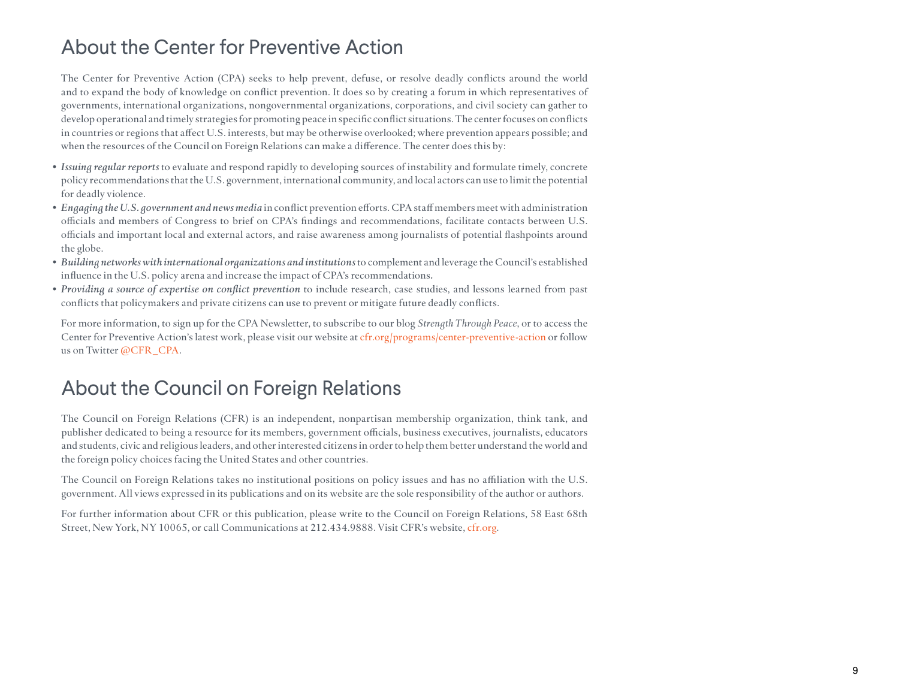## About the Center for Preventive Action

The Center for Preventive Action (CPA) seeks to help prevent, defuse, or resolve deadly conflicts around the world and to expand the body of knowledge on conflict prevention. It does so by creating a forum in which representatives of governments, international organizations, nongovernmental organizations, corporations, and civil society can gather to develop operational and timely strategies for promoting peace in specific conflict situations. The center focuses on conflicts in countries or regions that affect U.S. interests, but may be otherwise overlooked; where prevention appears possible; and when the resources of the Council on Foreign Relations can make a difference. The center does this by:

- *Issuing regular reports* to evaluate and respond rapidly to developing sources of instability and formulate timely, concrete policy recommendations that the U.S. government, international community, and local actors can use to limit the potential for deadly violence.
- *Engaging the U.S. government and news media* in conflict prevention efforts. CPA staff members meet with administration officials and members of Congress to brief on CPA's findings and recommendations, facilitate contacts between U.S. officials and important local and external actors, and raise awareness among journalists of potential flashpoints around the globe.
- *Building networks with international organizations and institutions* to complement and leverage the Council's established influence in the U.S. policy arena and increase the impact of CPA's recommendations.
- *Providing a source of expertise on conflict prevention* to include research, case studies, and lessons learned from past conflicts that policymakers and private citizens can use to prevent or mitigate future deadly conflicts.

For more information, to sign up for the CPA Newsletter, to subscribe to our blog *Strength Through Peace*, or to access the Center for Preventive Action's latest work, please visit our website at cfr.org/programs/center-preventive-action or follow us on Twitter @CFR_CPA.

## About the Council on Foreign Relations

The Council on Foreign Relations (CFR) is an independent, nonpartisan membership organization, think tank, and publisher dedicated to being a resource for its members, government officials, business executives, journalists, educators and students, civic and religious leaders, and other interested citizens in order to help them better understand the world and the foreign policy choices facing the United States and other countries.

The Council on Foreign Relations takes no institutional positions on policy issues and has no affiliation with the U.S. government. All views expressed in its publications and on its website are the sole responsibility of the author or authors.

For further information about CFR or this publication, please write to the Council on Foreign Relations, 58 East 68th Street, New York, NY 10065, or call Communications at 212.434.9888. Visit CFR's website, cfr.org.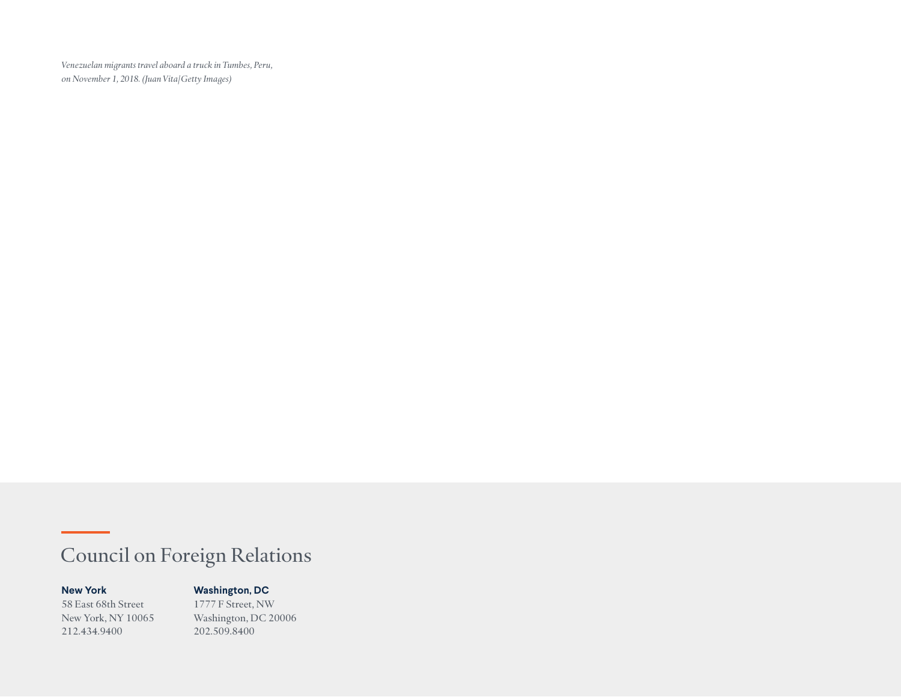*Venezuelan migrants travel aboard a truck in Tumbes, Peru, on November 1, 2018. (Juan Vita/Getty Images)*

Council on Foreign Relations

**New York**
58 East 68th Street
New York, NY 10065
212.434.9400

**Washington, DC**
1777 F Street, NW
Washington, DC 20006
202.509.8400